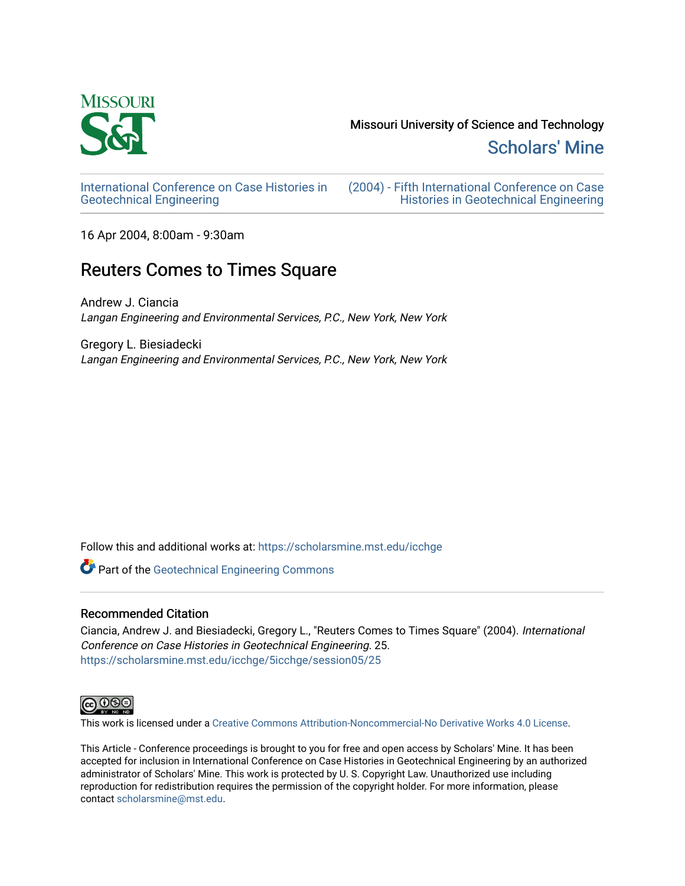Missouri University of Science and Technology

Scholars' Mine

International Conference on Case Histories in Geotechnical Engineering

(2004) - Fifth International Conference on Case Histories in Geotechnical Engineering

16 Apr 2004, 8:00am - 9:30am

# Reuters Comes to Times Square

Andrew J. Ciancia

*Langan Engineering and Environmental Services, P.C., New York, New York*

Gregory L. Biesiadecki

*Langan Engineering and Environmental Services, P.C., New York, New York*

Follow this and additional works at: https://scholarsmine.mst.edu/icchge

Part of the Geotechnical Engineering Commons

## Recommended Citation

Ciancia, Andrew J. and Biesiadecki, Gregory L., "Reuters Comes to Times Square" (2004). *International Conference on Case Histories in Geotechnical Engineering*. 25.
https://scholarsmine.mst.edu/icchge/5icchge/session05/25

This work is licensed under a Creative Commons Attribution-Noncommercial-No Derivative Works 4.0 License.

This Article - Conference proceedings is brought to you for free and open access by Scholars' Mine. It has been accepted for inclusion in International Conference on Case Histories in Geotechnical Engineering by an authorized administrator of Scholars' Mine. This work is protected by U. S. Copyright Law. Unauthorized use including reproduction for redistribution requires the permission of the copyright holder. For more information, please contact scholarsmine@mst.edu.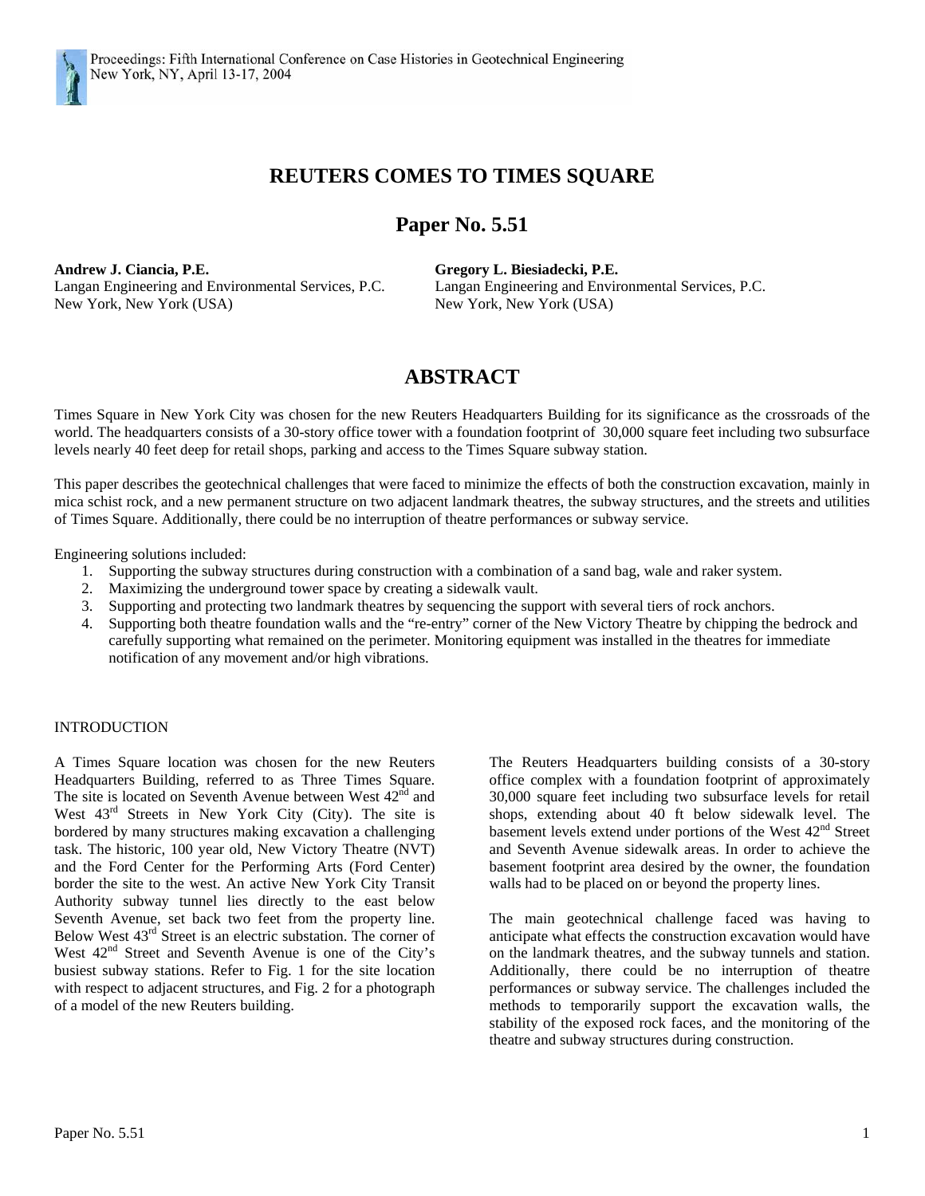# REUTERS COMES TO TIMES SQUARE

## Paper No. 5.51

**Andrew J. Ciancia, P.E.**
Langan Engineering and Environmental Services, P.C.
New York, New York (USA)

**Gregory L. Biesiadecki, P.E.**
Langan Engineering and Environmental Services, P.C.
New York, New York (USA)

## ABSTRACT

Times Square in New York City was chosen for the new Reuters Headquarters Building for its significance as the crossroads of the world. The headquarters consists of a 30-story office tower with a foundation footprint of 30,000 square feet including two subsurface levels nearly 40 feet deep for retail shops, parking and access to the Times Square subway station.

This paper describes the geotechnical challenges that were faced to minimize the effects of both the construction excavation, mainly in mica schist rock, and a new permanent structure on two adjacent landmark theatres, the subway structures, and the streets and utilities of Times Square. Additionally, there could be no interruption of theatre performances or subway service.

Engineering solutions included:

1. Supporting the subway structures during construction with a combination of a sand bag, wale and raker system.
2. Maximizing the underground tower space by creating a sidewalk vault.
3. Supporting and protecting two landmark theatres by sequencing the support with several tiers of rock anchors.
4. Supporting both theatre foundation walls and the "re-entry" corner of the New Victory Theatre by chipping the bedrock and carefully supporting what remained on the perimeter. Monitoring equipment was installed in the theatres for immediate notification of any movement and/or high vibrations.

### INTRODUCTION

A Times Square location was chosen for the new Reuters Headquarters Building, referred to as Three Times Square. The site is located on Seventh Avenue between West 42nd and West 43rd Streets in New York City (City). The site is bordered by many structures making excavation a challenging task. The historic, 100 year old, New Victory Theatre (NVT) and the Ford Center for the Performing Arts (Ford Center) border the site to the west. An active New York City Transit Authority subway tunnel lies directly to the east below Seventh Avenue, set back two feet from the property line. Below West 43rd Street is an electric substation. The corner of West 42nd Street and Seventh Avenue is one of the City's busiest subway stations. Refer to Fig. 1 for the site location with respect to adjacent structures, and Fig. 2 for a photograph of a model of the new Reuters building.

The Reuters Headquarters building consists of a 30-story office complex with a foundation footprint of approximately 30,000 square feet including two subsurface levels for retail shops, extending about 40 ft below sidewalk level. The basement levels extend under portions of the West 42nd Street and Seventh Avenue sidewalk areas. In order to achieve the basement footprint area desired by the owner, the foundation walls had to be placed on or beyond the property lines.

The main geotechnical challenge faced was having to anticipate what effects the construction excavation would have on the landmark theatres, and the subway tunnels and station. Additionally, there could be no interruption of theatre performances or subway service. The challenges included the methods to temporarily support the excavation walls, the stability of the exposed rock faces, and the monitoring of the theatre and subway structures during construction.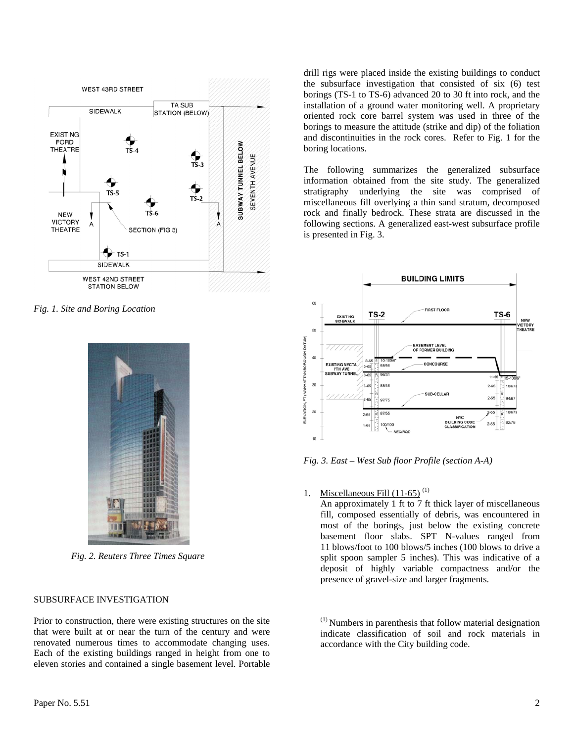Fig. 1. Site and Boring Location

Fig. 2. Reuters Three Times Square

SUBSURFACE INVESTIGATION

Prior to construction, there were existing structures on the site that were built at or near the turn of the century and were renovated numerous times to accommodate changing uses. Each of the existing buildings ranged in height from one to eleven stories and contained a single basement level. Portable drill rigs were placed inside the existing buildings to conduct the subsurface investigation that consisted of six (6) test borings (TS-1 to TS-6) advanced 20 to 30 ft into rock, and the installation of a ground water monitoring well. A proprietary oriented rock core barrel system was used in three of the borings to measure the attitude (strike and dip) of the foliation and discontinuities in the rock cores. Refer to Fig. 1 for the boring locations.

The following summarizes the generalized subsurface information obtained from the site study. The generalized stratigraphy underlying the site was comprised of miscellaneous fill overlying a thin sand stratum, decomposed rock and finally bedrock. These strata are discussed in the following sections. A generalized east-west subsurface profile is presented in Fig. 3.

*Fig. 3. East – West Sub floor Profile (section A-A)*

1. Miscellaneous Fill (11-65) [(1)]
   An approximately 1 ft to 7 ft thick layer of miscellaneous fill, composed essentially of debris, was encountered in most of the borings, just below the existing concrete basement floor slabs. SPT N-values ranged from 11 blows/foot to 100 blows/5 inches (100 blows to drive a split spoon sampler 5 inches). This was indicative of a deposit of highly variable compactness and/or the presence of gravel-size and larger fragments.

[(1)] Numbers in parenthesis that follow material designation indicate classification of soil and rock materials in accordance with the City building code.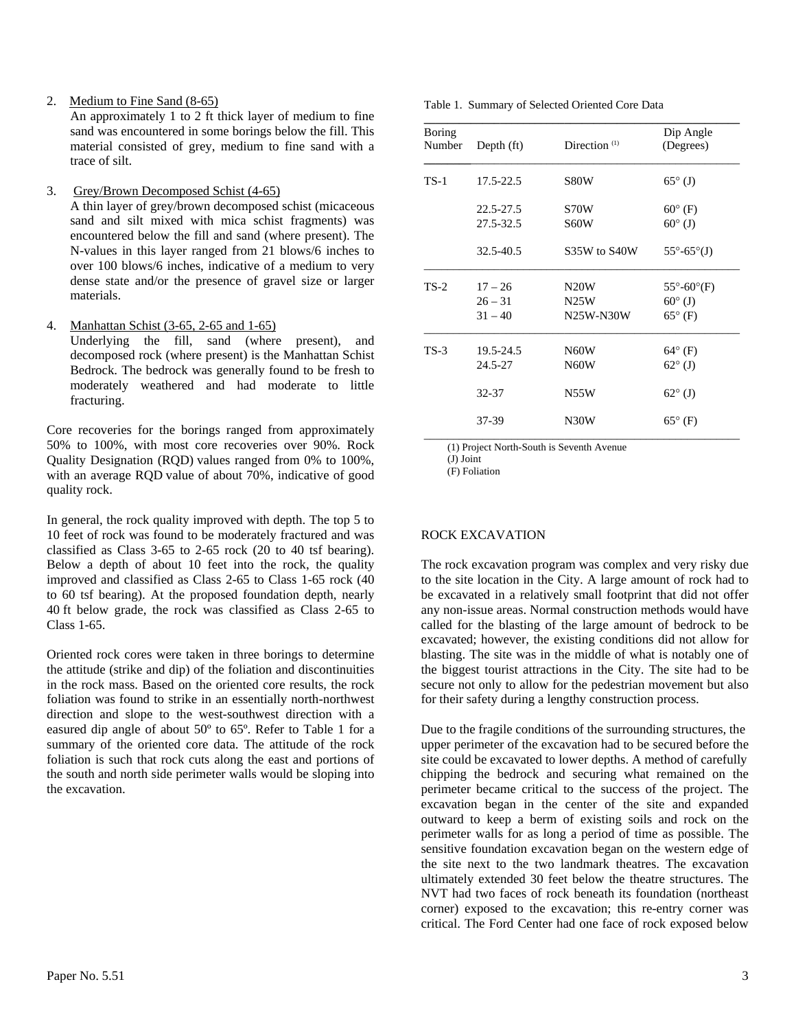2. Medium to Fine Sand (8-65)
   An approximately 1 to 2 ft thick layer of medium to fine sand was encountered in some borings below the fill. This material consisted of grey, medium to fine sand with a trace of silt.

3. Grey/Brown Decomposed Schist (4-65)
   A thin layer of grey/brown decomposed schist (micaceous sand and silt mixed with mica schist fragments) was encountered below the fill and sand (where present). The N-values in this layer ranged from 21 blows/6 inches to over 100 blows/6 inches, indicative of a medium to very dense state and/or the presence of gravel size or larger materials.

4. Manhattan Schist (3-65, 2-65 and 1-65)
   Underlying the fill, sand (where present), and decomposed rock (where present) is the Manhattan Schist Bedrock. The bedrock was generally found to be fresh to moderately weathered and had moderate to little fracturing.

Core recoveries for the borings ranged from approximately 50% to 100%, with most core recoveries over 90%. Rock Quality Designation (RQD) values ranged from 0% to 100%, with an average RQD value of about 70%, indicative of good quality rock.

In general, the rock quality improved with depth. The top 5 to 10 feet of rock was found to be moderately fractured and was classified as Class 3-65 to 2-65 rock (20 to 40 tsf bearing). Below a depth of about 10 feet into the rock, the quality improved and classified as Class 2-65 to Class 1-65 rock (40 to 60 tsf bearing). At the proposed foundation depth, nearly 40 ft below grade, the rock was classified as Class 2-65 to Class 1-65.

Oriented rock cores were taken in three borings to determine the attitude (strike and dip) of the foliation and discontinuities in the rock mass. Based on the oriented core results, the rock foliation was found to strike in an essentially north-northwest direction and slope to the west-southwest direction with a easured dip angle of about 50º to 65º. Refer to Table 1 for a summary of the oriented core data. The attitude of the rock foliation is such that rock cuts along the east and portions of the south and north side perimeter walls would be sloping into the excavation.

Table 1. Summary of Selected Oriented Core Data

| Boring Number | Depth (ft) | Direction [(1)] | Dip Angle (Degrees) |
|---|---|---|---|
| TS-1 | 17.5-22.5 | S80W | 65° (J) |
| | 22.5-27.5 | S70W | 60° (F) |
| | 27.5-32.5 | S60W | 60° (J) |
| | 32.5-40.5 | S35W to S40W | 55°-65°(J) |
| TS-2 | 17 – 26 | N20W | 55°-60°(F) |
| | 26 – 31 | N25W | 60° (J) |
| | 31 – 40 | N25W-N30W | 65° (F) |
| TS-3 | 19.5-24.5 | N60W | 64° (F) |
| | 24.5-27 | N60W | 62° (J) |
| | 32-37 | N55W | 62° (J) |
| | 37-39 | N30W | 65° (F) |

(1) Project North-South is Seventh Avenue
(J) Joint
(F) Foliation

## ROCK EXCAVATION

The rock excavation program was complex and very risky due to the site location in the City. A large amount of rock had to be excavated in a relatively small footprint that did not offer any non-issue areas. Normal construction methods would have called for the blasting of the large amount of bedrock to be excavated; however, the existing conditions did not allow for blasting. The site was in the middle of what is notably one of the biggest tourist attractions in the City. The site had to be secure not only to allow for the pedestrian movement but also for their safety during a lengthy construction process.

Due to the fragile conditions of the surrounding structures, the upper perimeter of the excavation had to be secured before the site could be excavated to lower depths. A method of carefully chipping the bedrock and securing what remained on the perimeter became critical to the success of the project. The excavation began in the center of the site and expanded outward to keep a berm of existing soils and rock on the perimeter walls for as long a period of time as possible. The sensitive foundation excavation began on the western edge of the site next to the two landmark theatres. The excavation ultimately extended 30 feet below the theatre structures. The NVT had two faces of rock beneath its foundation (northeast corner) exposed to the excavation; this re-entry corner was critical. The Ford Center had one face of rock exposed below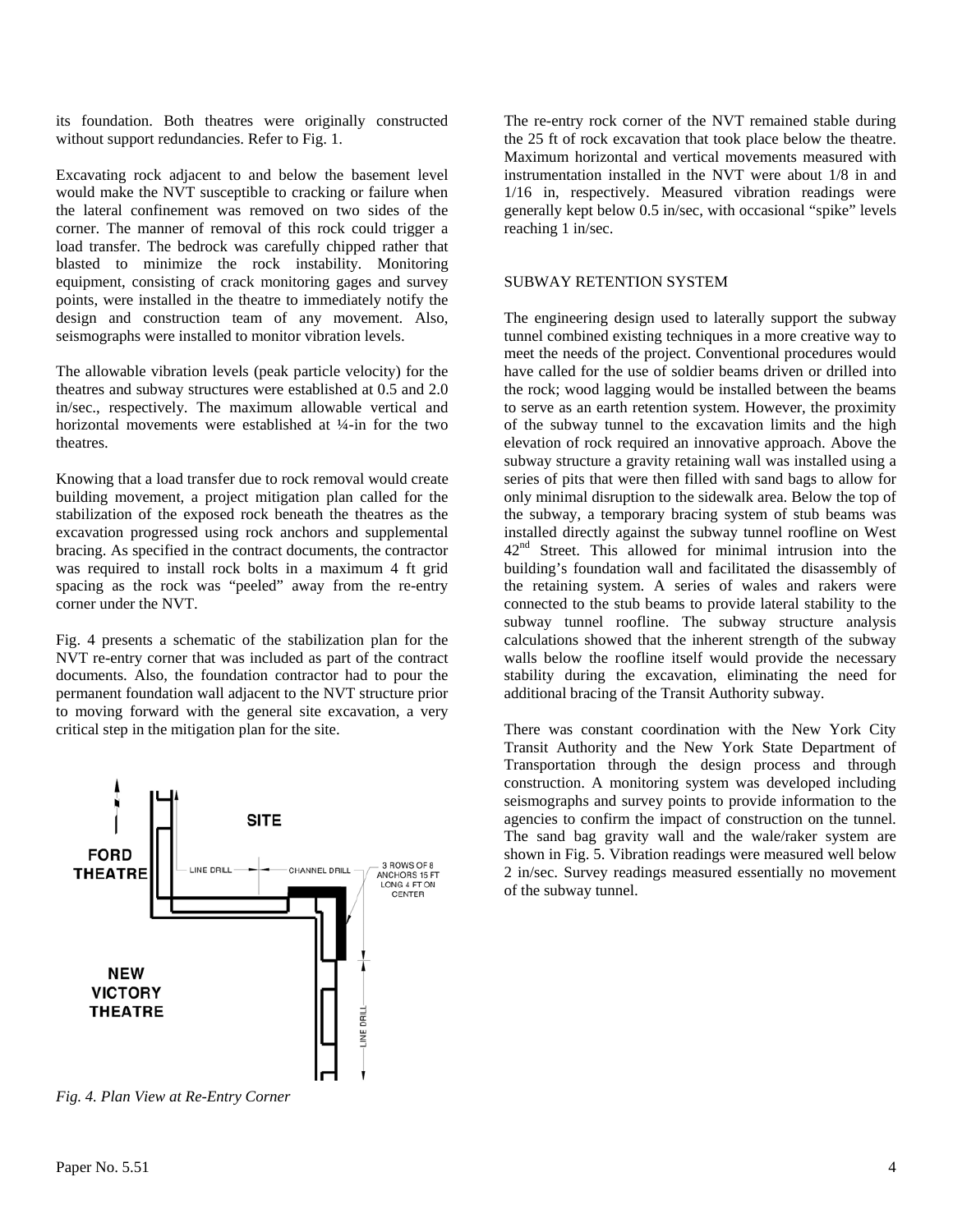its foundation. Both theatres were originally constructed without support redundancies. Refer to Fig. 1.

Excavating rock adjacent to and below the basement level would make the NVT susceptible to cracking or failure when the lateral confinement was removed on two sides of the corner. The manner of removal of this rock could trigger a load transfer. The bedrock was carefully chipped rather that blasted to minimize the rock instability. Monitoring equipment, consisting of crack monitoring gages and survey points, were installed in the theatre to immediately notify the design and construction team of any movement. Also, seismographs were installed to monitor vibration levels.

The allowable vibration levels (peak particle velocity) for the theatres and subway structures were established at 0.5 and 2.0 in/sec., respectively. The maximum allowable vertical and horizontal movements were established at ¼-in for the two theatres.

Knowing that a load transfer due to rock removal would create building movement, a project mitigation plan called for the stabilization of the exposed rock beneath the theatres as the excavation progressed using rock anchors and supplemental bracing. As specified in the contract documents, the contractor was required to install rock bolts in a maximum 4 ft grid spacing as the rock was "peeled" away from the re-entry corner under the NVT.

Fig. 4 presents a schematic of the stabilization plan for the NVT re-entry corner that was included as part of the contract documents. Also, the foundation contractor had to pour the permanent foundation wall adjacent to the NVT structure prior to moving forward with the general site excavation, a very critical step in the mitigation plan for the site.

SITE

FORD THEATRE

LINE DRILL

CHANNEL DRILL

3 ROWS OF 8 ANCHORS 15 FT LONG 4 FT ON CENTER

NEW VICTORY THEATRE

LINE DRILL

*Fig. 4. Plan View at Re-Entry Corner*

The re-entry rock corner of the NVT remained stable during the 25 ft of rock excavation that took place below the theatre. Maximum horizontal and vertical movements measured with instrumentation installed in the NVT were about 1/8 in and 1/16 in, respectively. Measured vibration readings were generally kept below 0.5 in/sec, with occasional "spike" levels reaching 1 in/sec.

## SUBWAY RETENTION SYSTEM

The engineering design used to laterally support the subway tunnel combined existing techniques in a more creative way to meet the needs of the project. Conventional procedures would have called for the use of soldier beams driven or drilled into the rock; wood lagging would be installed between the beams to serve as an earth retention system. However, the proximity of the subway tunnel to the excavation limits and the high elevation of rock required an innovative approach. Above the subway structure a gravity retaining wall was installed using a series of pits that were then filled with sand bags to allow for only minimal disruption to the sidewalk area. Below the top of the subway, a temporary bracing system of stub beams was installed directly against the subway tunnel roofline on West 42nd Street. This allowed for minimal intrusion into the building's foundation wall and facilitated the disassembly of the retaining system. A series of wales and rakers were connected to the stub beams to provide lateral stability to the subway tunnel roofline. The subway structure analysis calculations showed that the inherent strength of the subway walls below the roofline itself would provide the necessary stability during the excavation, eliminating the need for additional bracing of the Transit Authority subway.

There was constant coordination with the New York City Transit Authority and the New York State Department of Transportation through the design process and through construction. A monitoring system was developed including seismographs and survey points to provide information to the agencies to confirm the impact of construction on the tunnel. The sand bag gravity wall and the wale/raker system are shown in Fig. 5. Vibration readings were measured well below 2 in/sec. Survey readings measured essentially no movement of the subway tunnel.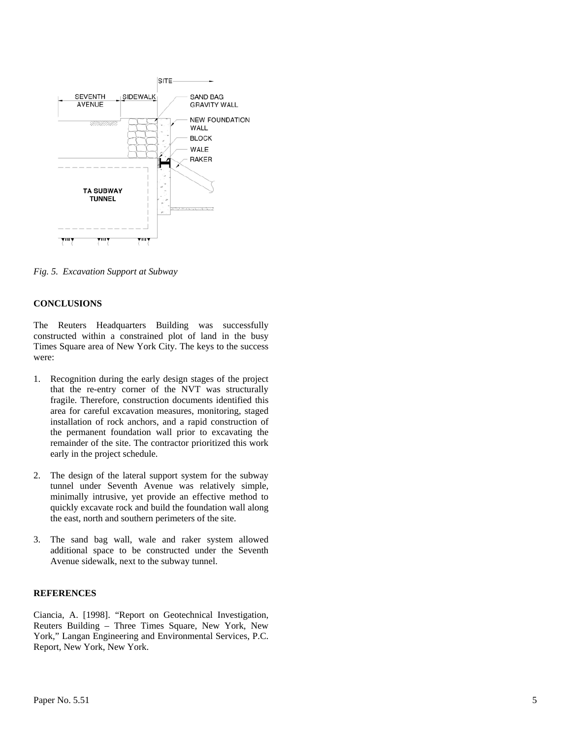SITE

SEVENTH AVENUE

SIDEWALK

SAND BAG GRAVITY WALL

NEW FOUNDATION WALL

BLOCK

WALE

RAKER

TA SUBWAY TUNNEL

*Fig. 5. Excavation Support at Subway*

**CONCLUSIONS**

The Reuters Headquarters Building was successfully constructed within a constrained plot of land in the busy Times Square area of New York City. The keys to the success were:

1. Recognition during the early design stages of the project that the re-entry corner of the NVT was structurally fragile. Therefore, construction documents identified this area for careful excavation measures, monitoring, staged installation of rock anchors, and a rapid construction of the permanent foundation wall prior to excavating the remainder of the site. The contractor prioritized this work early in the project schedule.

2. The design of the lateral support system for the subway tunnel under Seventh Avenue was relatively simple, minimally intrusive, yet provide an effective method to quickly excavate rock and build the foundation wall along the east, north and southern perimeters of the site.

3. The sand bag wall, wale and raker system allowed additional space to be constructed under the Seventh Avenue sidewalk, next to the subway tunnel.

**REFERENCES**

Ciancia, A. [1998]. "Report on Geotechnical Investigation, Reuters Building – Three Times Square, New York, New York," Langan Engineering and Environmental Services, P.C. Report, New York, New York.